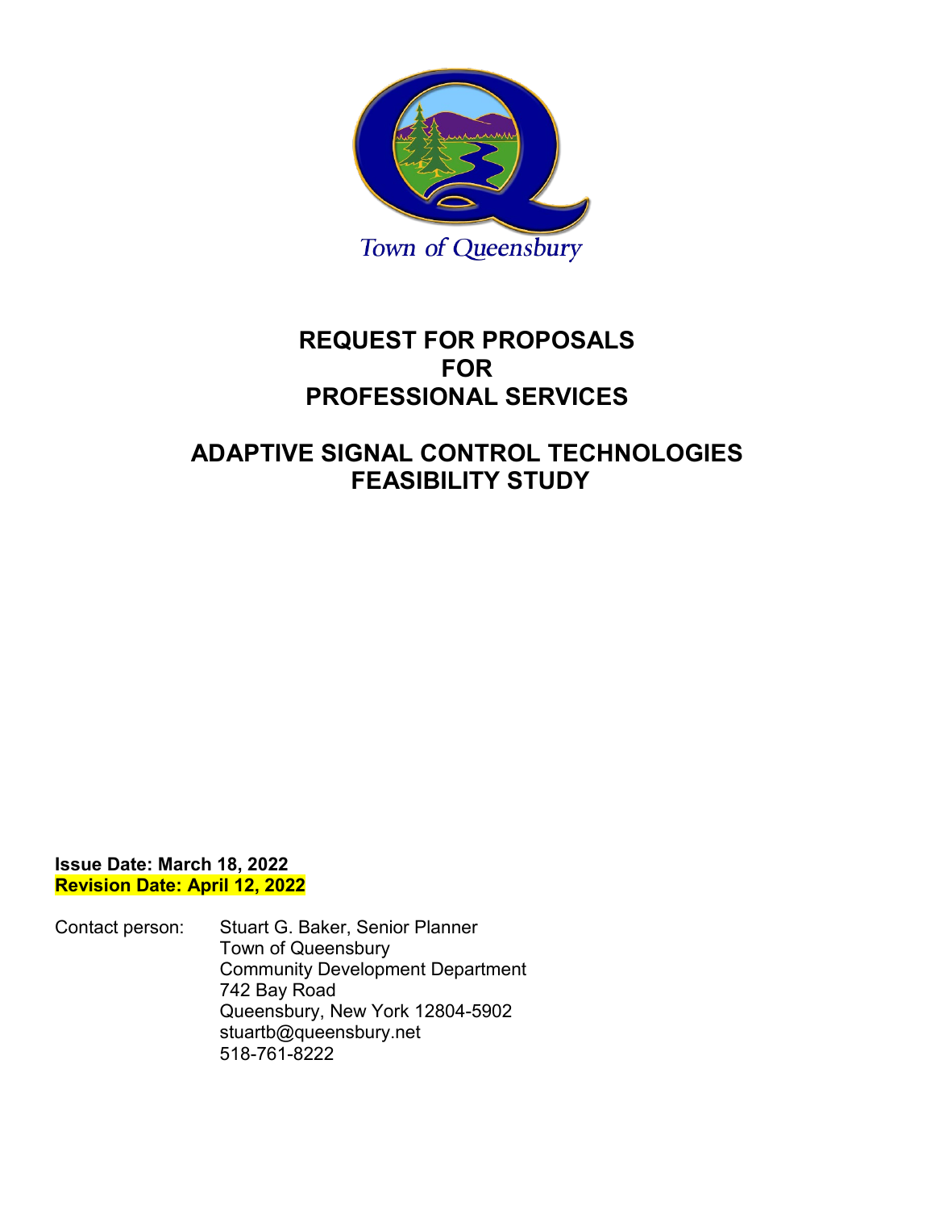Town of Queensbury

# REQUEST FOR PROPOSALS FOR PROFESSIONAL SERVICES

# ADAPTIVE SIGNAL CONTROL TECHNOLOGIES FEASIBILITY STUDY

**Issue Date: March 18, 2022**
**Revision Date: April 12, 2022**

Contact person: Stuart G. Baker, Senior Planner
Town of Queensbury
Community Development Department
742 Bay Road
Queensbury, New York 12804-5902
stuartb@queensbury.net
518-761-8222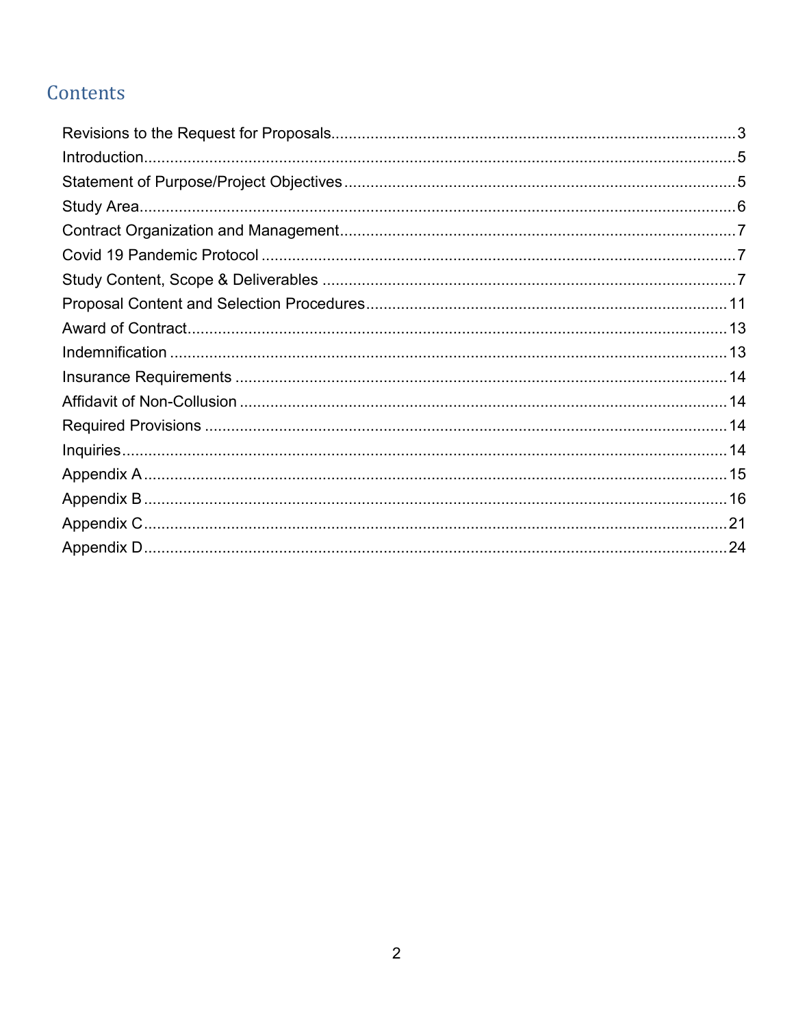# Contents

Revisions to the Request for Proposals....................3
Introduction....................5
Statement of Purpose/Project Objectives....................5
Study Area....................6
Contract Organization and Management....................7
Covid 19 Pandemic Protocol....................7
Study Content, Scope & Deliverables....................7
Proposal Content and Selection Procedures....................11
Award of Contract....................13
Indemnification....................13
Insurance Requirements....................14
Affidavit of Non-Collusion....................14
Required Provisions....................14
Inquiries....................14
Appendix A....................15
Appendix B....................16
Appendix C....................21
Appendix D....................24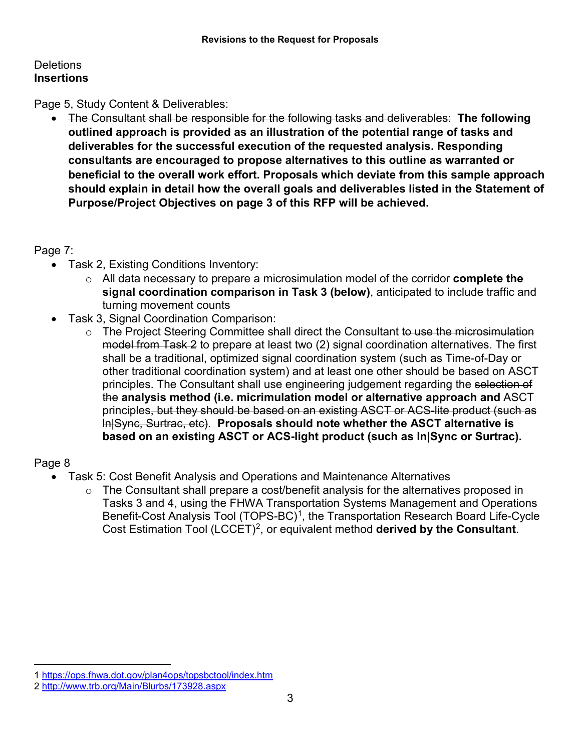**Revisions to the Request for Proposals**

~~Deletions~~
**Insertions**

Page 5, Study Content & Deliverables:

- ~~The Consultant shall be responsible for the following tasks and deliverables:~~ **The following outlined approach is provided as an illustration of the potential range of tasks and deliverables for the successful execution of the requested analysis. Responding consultants are encouraged to propose alternatives to this outline as warranted or beneficial to the overall work effort. Proposals which deviate from this sample approach should explain in detail how the overall goals and deliverables listed in the Statement of Purpose/Project Objectives on page 3 of this RFP will be achieved.**

Page 7:

- Task 2, Existing Conditions Inventory:
  - All data necessary to ~~prepare a microsimulation model of the corridor~~ **complete the signal coordination comparison in Task 3 (below)**, anticipated to include traffic and turning movement counts
- Task 3, Signal Coordination Comparison:
  - The Project Steering Committee shall direct the Consultant ~~to use the microsimulation model from Task 2~~ to prepare at least two (2) signal coordination alternatives. The first shall be a traditional, optimized signal coordination system (such as Time-of-Day or other traditional coordination system) and at least one other should be based on ASCT principles. The Consultant shall use engineering judgement regarding the ~~selection of the~~ **analysis method (i.e. micrimulation model or alternative approach and** ASCT principles~~, but they should be based on an existing ASCT or ACS-lite product (such as In|Sync, Surtrac, etc)~~. **Proposals should note whether the ASCT alternative is based on an existing ASCT or ACS-light product (such as In|Sync or Surtrac).**

Page 8

- Task 5: Cost Benefit Analysis and Operations and Maintenance Alternatives
  - The Consultant shall prepare a cost/benefit analysis for the alternatives proposed in Tasks 3 and 4, using the FHWA Transportation Systems Management and Operations Benefit-Cost Analysis Tool (TOPS-BC)[1], the Transportation Research Board Life-Cycle Cost Estimation Tool (LCCET)[2], or equivalent method **derived by the Consultant**.

---

1 https://ops.fhwa.dot.gov/plan4ops/topsbctool/index.htm
2 http://www.trb.org/Main/Blurbs/173928.aspx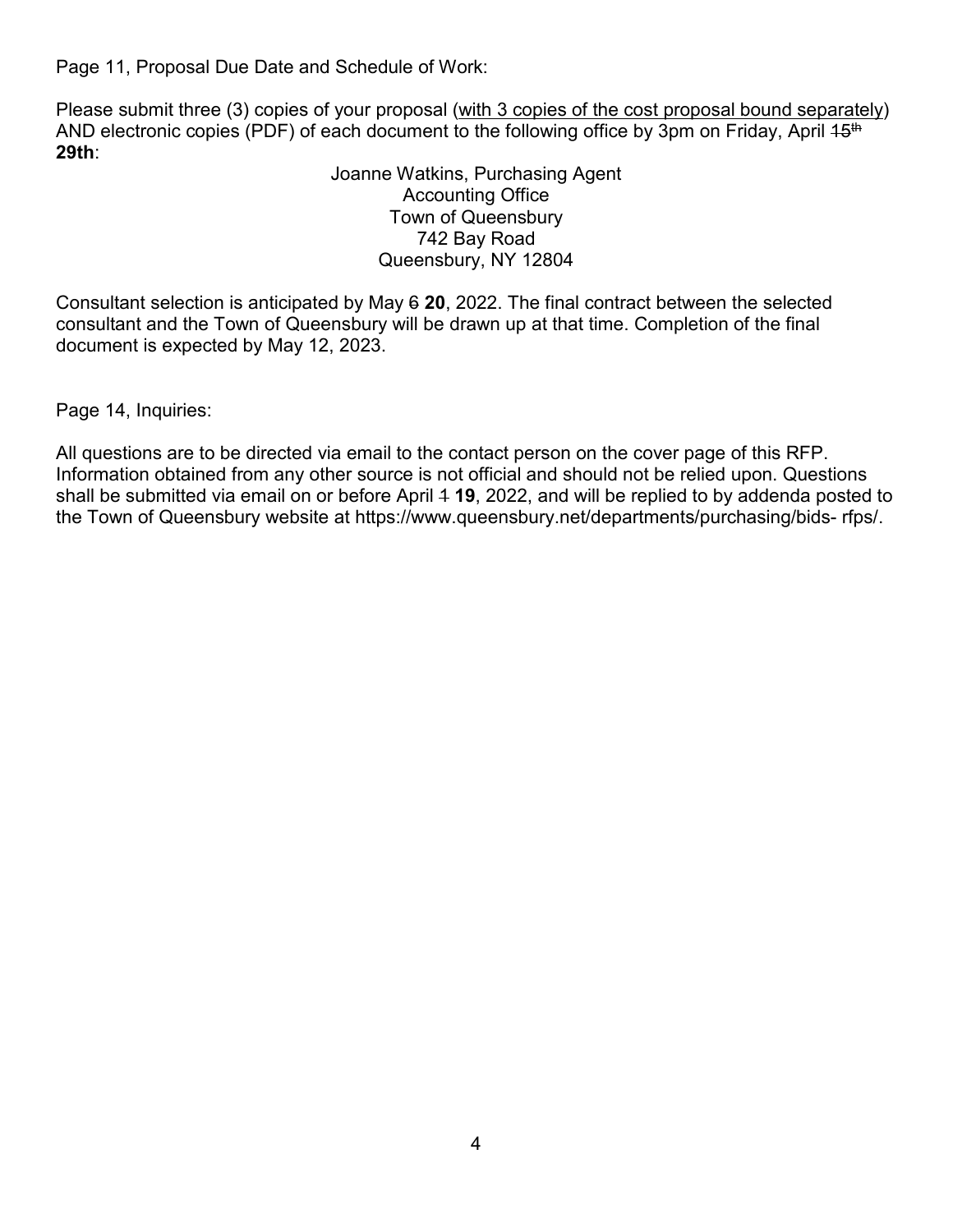Page 11, Proposal Due Date and Schedule of Work:

Please submit three (3) copies of your proposal (<u>with 3 copies of the cost proposal bound separately</u>) AND electronic copies (PDF) of each document to the following office by 3pm on Friday, April ~~15th~~ **29th**:

Joanne Watkins, Purchasing Agent
Accounting Office
Town of Queensbury
742 Bay Road
Queensbury, NY 12804

Consultant selection is anticipated by May ~~6~~ **20**, 2022. The final contract between the selected consultant and the Town of Queensbury will be drawn up at that time. Completion of the final document is expected by May 12, 2023.

Page 14, Inquiries:

All questions are to be directed via email to the contact person on the cover page of this RFP. Information obtained from any other source is not official and should not be relied upon. Questions shall be submitted via email on or before April ~~1~~ **19**, 2022, and will be replied to by addenda posted to the Town of Queensbury website at https://www.queensbury.net/departments/purchasing/bids- rfps/.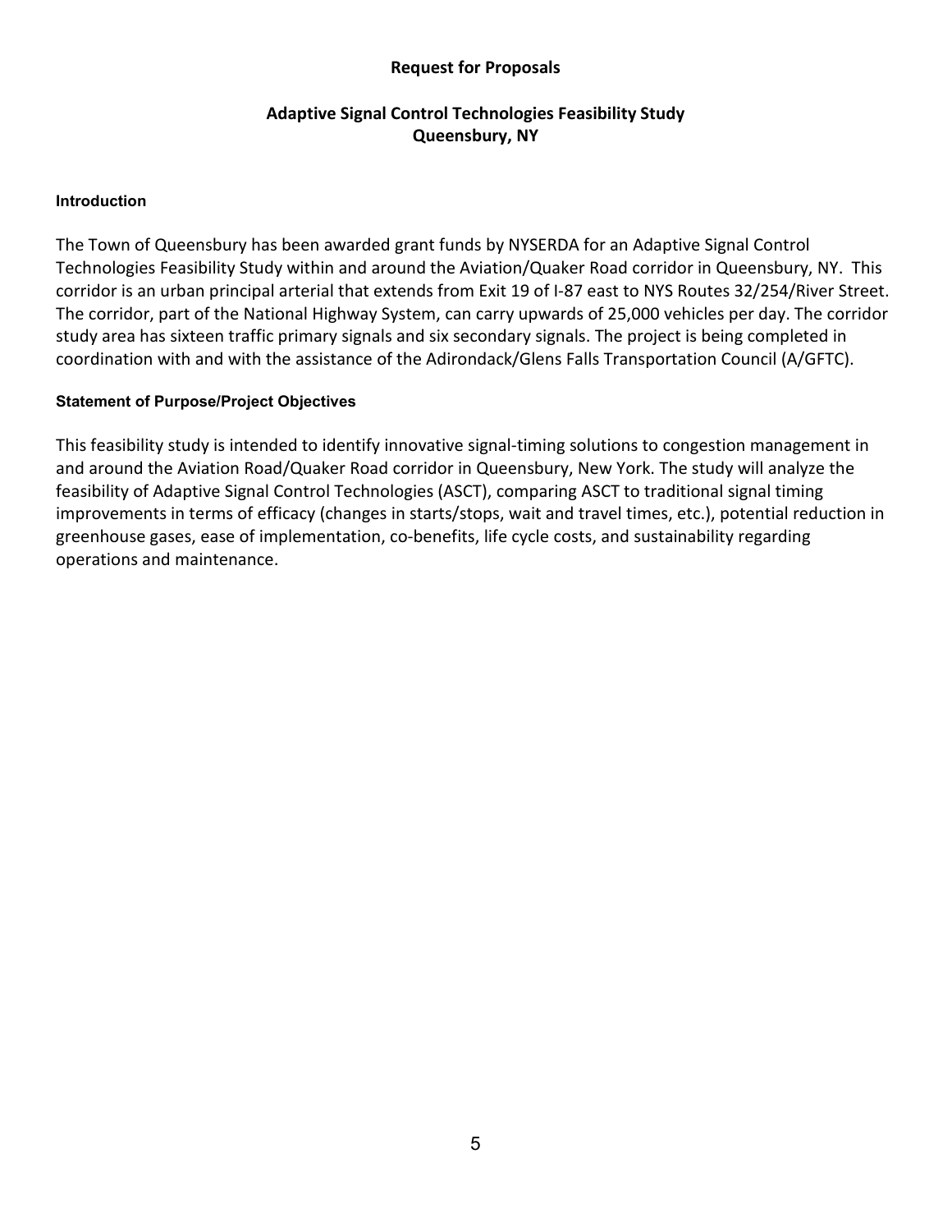# Request for Proposals

## Adaptive Signal Control Technologies Feasibility Study
## Queensbury, NY

### Introduction

The Town of Queensbury has been awarded grant funds by NYSERDA for an Adaptive Signal Control Technologies Feasibility Study within and around the Aviation/Quaker Road corridor in Queensbury, NY. This corridor is an urban principal arterial that extends from Exit 19 of I-87 east to NYS Routes 32/254/River Street. The corridor, part of the National Highway System, can carry upwards of 25,000 vehicles per day. The corridor study area has sixteen traffic primary signals and six secondary signals. The project is being completed in coordination with and with the assistance of the Adirondack/Glens Falls Transportation Council (A/GFTC).

### Statement of Purpose/Project Objectives

This feasibility study is intended to identify innovative signal-timing solutions to congestion management in and around the Aviation Road/Quaker Road corridor in Queensbury, New York. The study will analyze the feasibility of Adaptive Signal Control Technologies (ASCT), comparing ASCT to traditional signal timing improvements in terms of efficacy (changes in starts/stops, wait and travel times, etc.), potential reduction in greenhouse gases, ease of implementation, co-benefits, life cycle costs, and sustainability regarding operations and maintenance.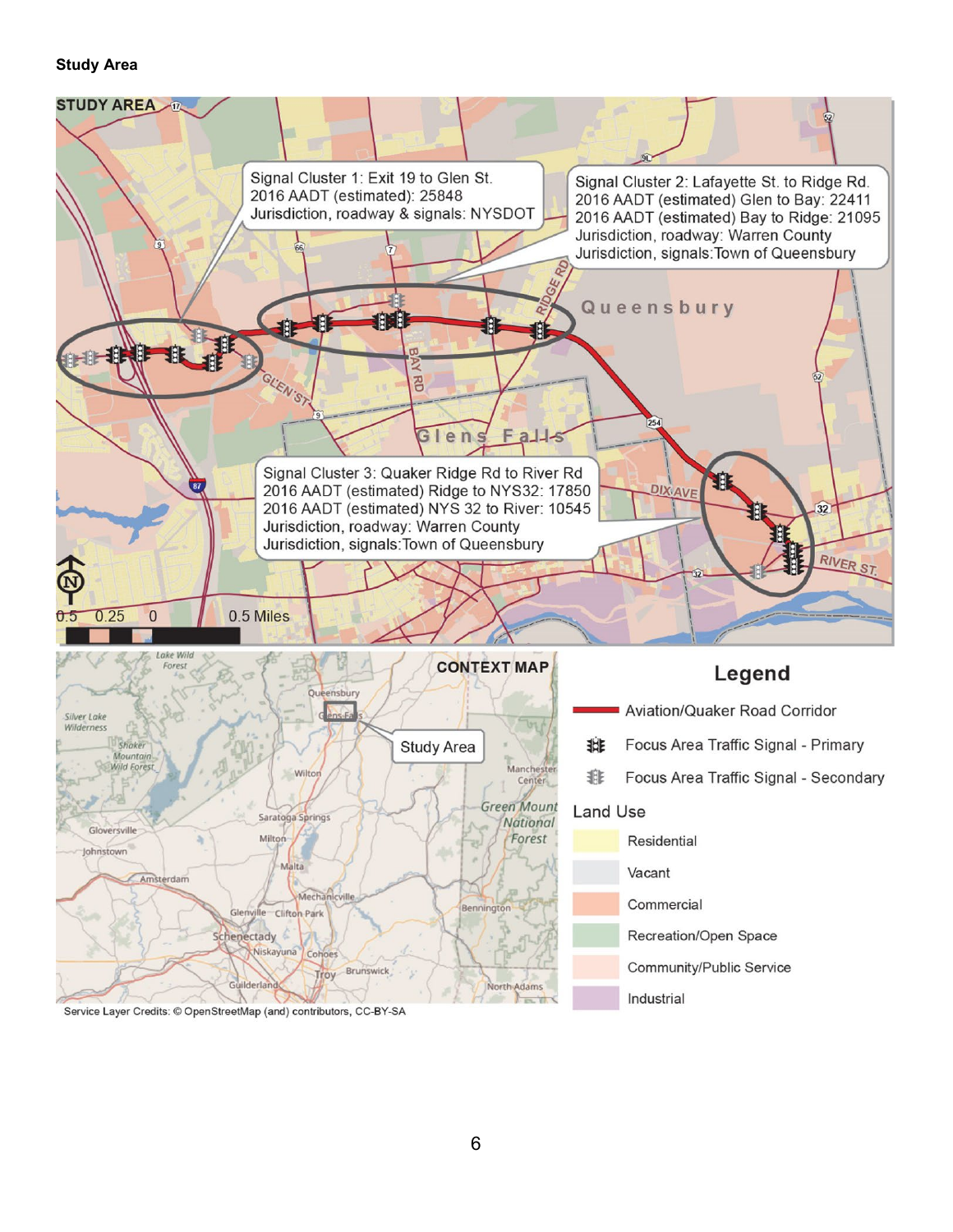**Study Area**

STUDY AREA

Signal Cluster 1: Exit 19 to Glen St.
2016 AADT (estimated): 25848
Jurisdiction, roadway & signals: NYSDOT

Signal Cluster 2: Lafayette St. to Ridge Rd.
2016 AADT (estimated) Glen to Bay: 22411
2016 AADT (estimated) Bay to Ridge: 21095
Jurisdiction, roadway: Warren County
Jurisdiction, signals: Town of Queensbury

Signal Cluster 3: Quaker Ridge Rd to River Rd
2016 AADT (estimated) Ridge to NYS32: 17850
2016 AADT (estimated) NYS 32 to River: 10545
Jurisdiction, roadway: Warren County
Jurisdiction, signals: Town of Queensbury

0.5 0.25 0 0.5 Miles

CONTEXT MAP

Study Area

**Legend**

- Aviation/Quaker Road Corridor
- Focus Area Traffic Signal - Primary
- Focus Area Traffic Signal - Secondary

Land Use

- Residential
- Vacant
- Commercial
- Recreation/Open Space
- Community/Public Service
- Industrial

Service Layer Credits: © OpenStreetMap (and) contributors, CC-BY-SA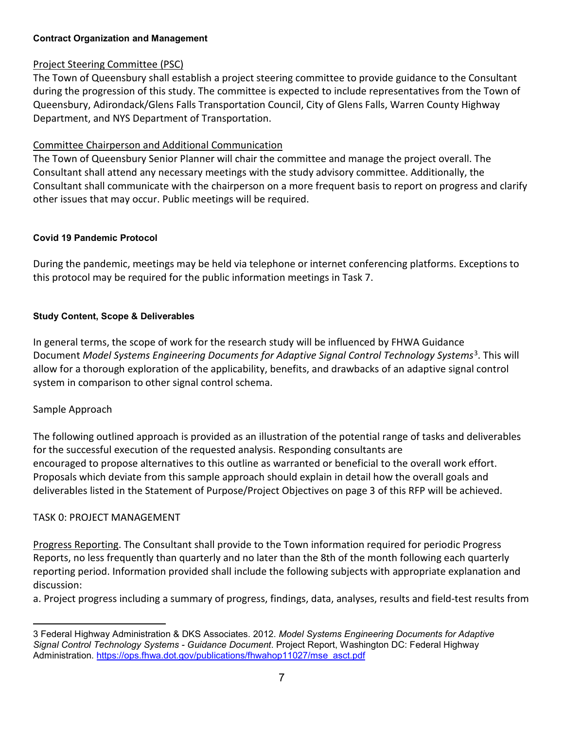**Contract Organization and Management**

Project Steering Committee (PSC)

The Town of Queensbury shall establish a project steering committee to provide guidance to the Consultant during the progression of this study. The committee is expected to include representatives from the Town of Queensbury, Adirondack/Glens Falls Transportation Council, City of Glens Falls, Warren County Highway Department, and NYS Department of Transportation.

Committee Chairperson and Additional Communication

The Town of Queensbury Senior Planner will chair the committee and manage the project overall. The Consultant shall attend any necessary meetings with the study advisory committee. Additionally, the Consultant shall communicate with the chairperson on a more frequent basis to report on progress and clarify other issues that may occur. Public meetings will be required.

**Covid 19 Pandemic Protocol**

During the pandemic, meetings may be held via telephone or internet conferencing platforms. Exceptions to this protocol may be required for the public information meetings in Task 7.

**Study Content, Scope & Deliverables**

In general terms, the scope of work for the research study will be influenced by FHWA Guidance Document *Model Systems Engineering Documents for Adaptive Signal Control Technology Systems*[3]. This will allow for a thorough exploration of the applicability, benefits, and drawbacks of an adaptive signal control system in comparison to other signal control schema.

Sample Approach

The following outlined approach is provided as an illustration of the potential range of tasks and deliverables for the successful execution of the requested analysis. Responding consultants are encouraged to propose alternatives to this outline as warranted or beneficial to the overall work effort. Proposals which deviate from this sample approach should explain in detail how the overall goals and deliverables listed in the Statement of Purpose/Project Objectives on page 3 of this RFP will be achieved.

TASK 0: PROJECT MANAGEMENT

Progress Reporting. The Consultant shall provide to the Town information required for periodic Progress Reports, no less frequently than quarterly and no later than the 8th of the month following each quarterly reporting period. Information provided shall include the following subjects with appropriate explanation and discussion:

a. Project progress including a summary of progress, findings, data, analyses, results and field-test results from

---

3 Federal Highway Administration & DKS Associates. 2012. *Model Systems Engineering Documents for Adaptive Signal Control Technology Systems - Guidance Document*. Project Report, Washington DC: Federal Highway Administration. https://ops.fhwa.dot.gov/publications/fhwahop11027/mse_asct.pdf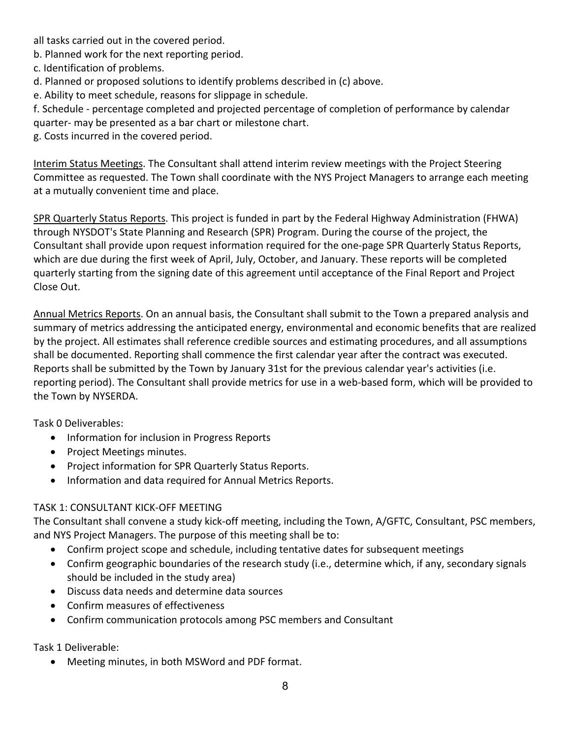all tasks carried out in the covered period.
b. Planned work for the next reporting period.
c. Identification of problems.
d. Planned or proposed solutions to identify problems described in (c) above.
e. Ability to meet schedule, reasons for slippage in schedule.
f. Schedule - percentage completed and projected percentage of completion of performance by calendar quarter- may be presented as a bar chart or milestone chart.
g. Costs incurred in the covered period.

Interim Status Meetings. The Consultant shall attend interim review meetings with the Project Steering Committee as requested. The Town shall coordinate with the NYS Project Managers to arrange each meeting at a mutually convenient time and place.

SPR Quarterly Status Reports. This project is funded in part by the Federal Highway Administration (FHWA) through NYSDOT's State Planning and Research (SPR) Program. During the course of the project, the Consultant shall provide upon request information required for the one-page SPR Quarterly Status Reports, which are due during the first week of April, July, October, and January. These reports will be completed quarterly starting from the signing date of this agreement until acceptance of the Final Report and Project Close Out.

Annual Metrics Reports. On an annual basis, the Consultant shall submit to the Town a prepared analysis and summary of metrics addressing the anticipated energy, environmental and economic benefits that are realized by the project. All estimates shall reference credible sources and estimating procedures, and all assumptions shall be documented. Reporting shall commence the first calendar year after the contract was executed. Reports shall be submitted by the Town by January 31st for the previous calendar year's activities (i.e. reporting period). The Consultant shall provide metrics for use in a web-based form, which will be provided to the Town by NYSERDA.

Task 0 Deliverables:

- Information for inclusion in Progress Reports
- Project Meetings minutes.
- Project information for SPR Quarterly Status Reports.
- Information and data required for Annual Metrics Reports.

TASK 1: CONSULTANT KICK-OFF MEETING

The Consultant shall convene a study kick-off meeting, including the Town, A/GFTC, Consultant, PSC members, and NYS Project Managers. The purpose of this meeting shall be to:

- Confirm project scope and schedule, including tentative dates for subsequent meetings
- Confirm geographic boundaries of the research study (i.e., determine which, if any, secondary signals should be included in the study area)
- Discuss data needs and determine data sources
- Confirm measures of effectiveness
- Confirm communication protocols among PSC members and Consultant

Task 1 Deliverable:

- Meeting minutes, in both MSWord and PDF format.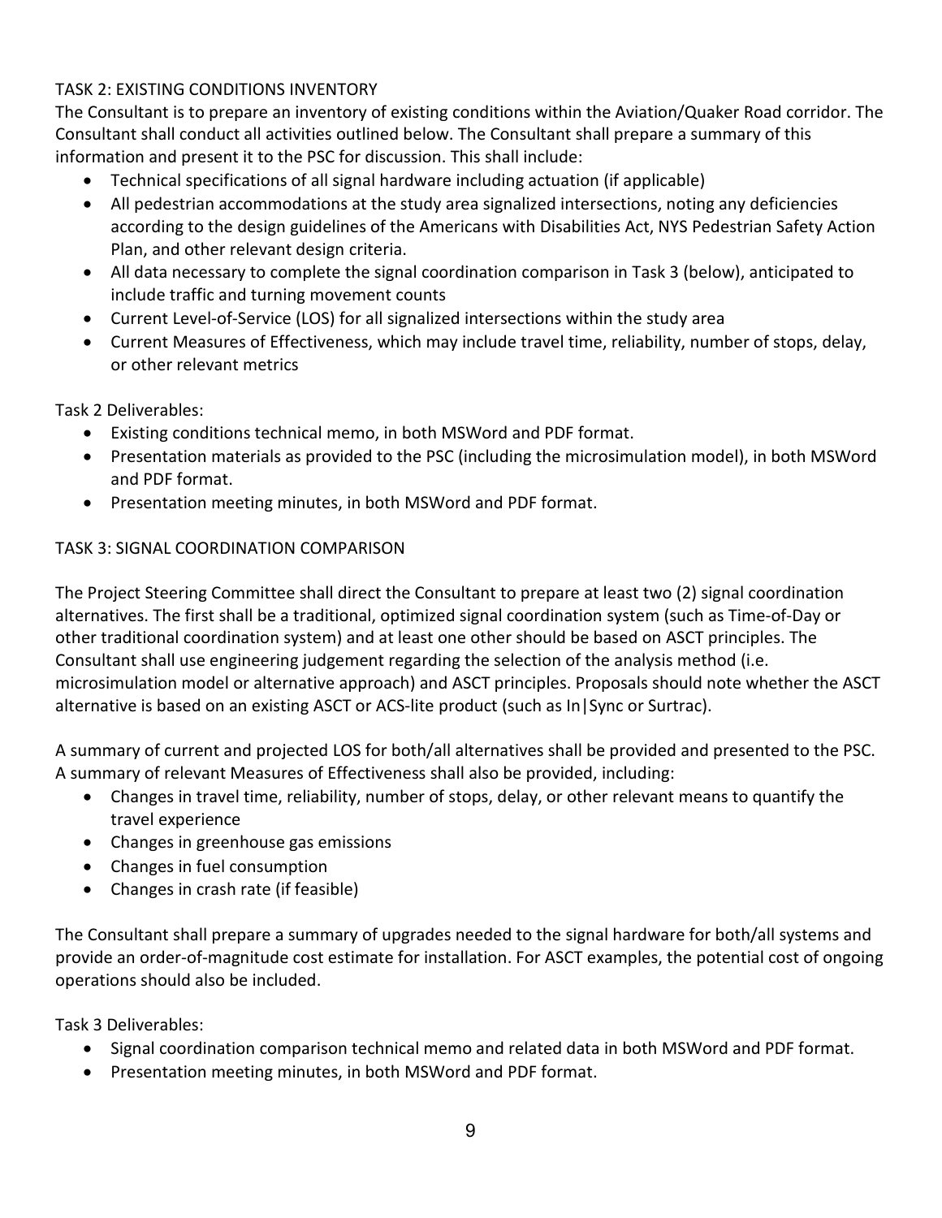## TASK 2: EXISTING CONDITIONS INVENTORY

The Consultant is to prepare an inventory of existing conditions within the Aviation/Quaker Road corridor. The Consultant shall conduct all activities outlined below. The Consultant shall prepare a summary of this information and present it to the PSC for discussion. This shall include:

- Technical specifications of all signal hardware including actuation (if applicable)
- All pedestrian accommodations at the study area signalized intersections, noting any deficiencies according to the design guidelines of the Americans with Disabilities Act, NYS Pedestrian Safety Action Plan, and other relevant design criteria.
- All data necessary to complete the signal coordination comparison in Task 3 (below), anticipated to include traffic and turning movement counts
- Current Level-of-Service (LOS) for all signalized intersections within the study area
- Current Measures of Effectiveness, which may include travel time, reliability, number of stops, delay, or other relevant metrics

Task 2 Deliverables:

- Existing conditions technical memo, in both MSWord and PDF format.
- Presentation materials as provided to the PSC (including the microsimulation model), in both MSWord and PDF format.
- Presentation meeting minutes, in both MSWord and PDF format.

## TASK 3: SIGNAL COORDINATION COMPARISON

The Project Steering Committee shall direct the Consultant to prepare at least two (2) signal coordination alternatives. The first shall be a traditional, optimized signal coordination system (such as Time-of-Day or other traditional coordination system) and at least one other should be based on ASCT principles. The Consultant shall use engineering judgement regarding the selection of the analysis method (i.e. microsimulation model or alternative approach) and ASCT principles. Proposals should note whether the ASCT alternative is based on an existing ASCT or ACS-lite product (such as In|Sync or Surtrac).

A summary of current and projected LOS for both/all alternatives shall be provided and presented to the PSC. A summary of relevant Measures of Effectiveness shall also be provided, including:

- Changes in travel time, reliability, number of stops, delay, or other relevant means to quantify the travel experience
- Changes in greenhouse gas emissions
- Changes in fuel consumption
- Changes in crash rate (if feasible)

The Consultant shall prepare a summary of upgrades needed to the signal hardware for both/all systems and provide an order-of-magnitude cost estimate for installation. For ASCT examples, the potential cost of ongoing operations should also be included.

Task 3 Deliverables:

- Signal coordination comparison technical memo and related data in both MSWord and PDF format.
- Presentation meeting minutes, in both MSWord and PDF format.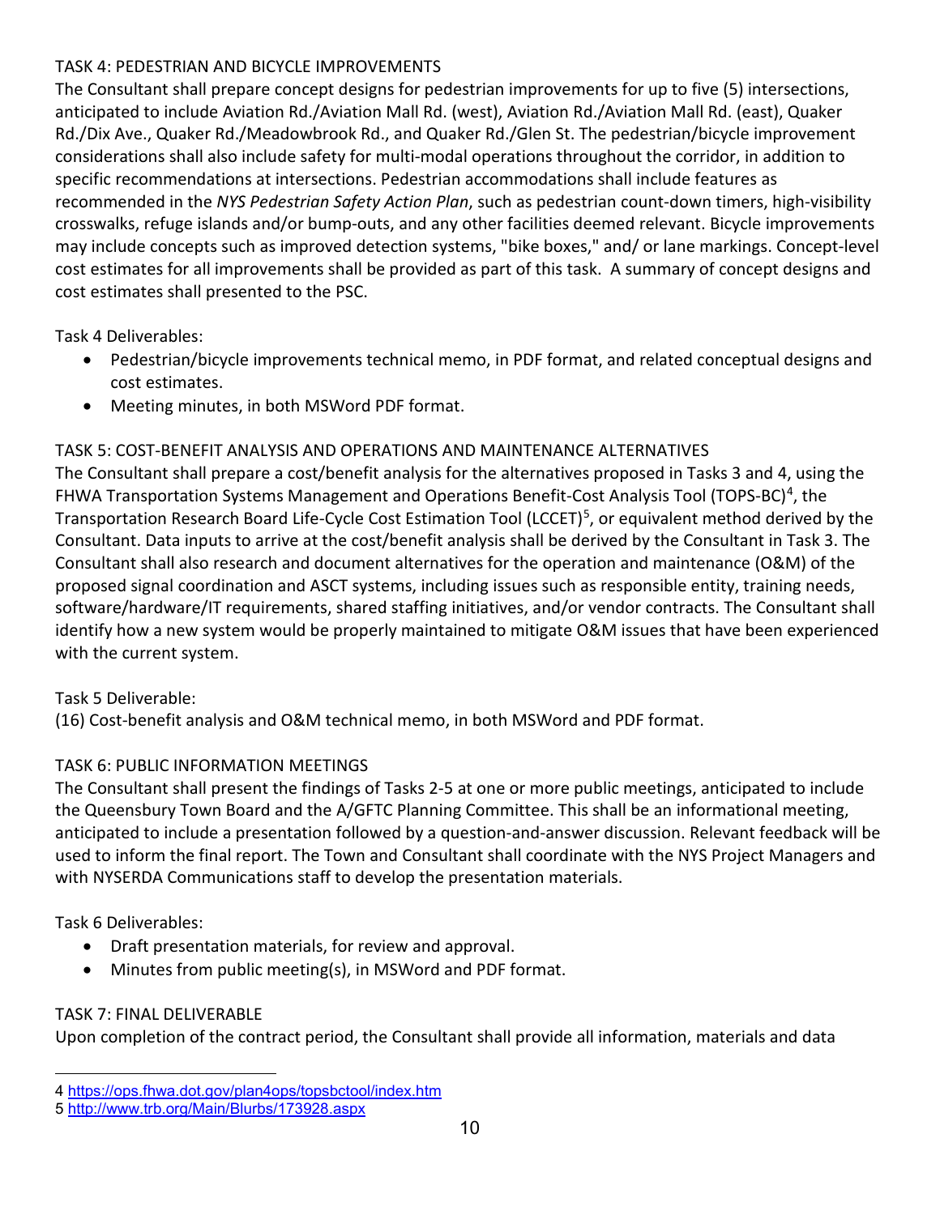TASK 4: PEDESTRIAN AND BICYCLE IMPROVEMENTS

The Consultant shall prepare concept designs for pedestrian improvements for up to five (5) intersections, anticipated to include Aviation Rd./Aviation Mall Rd. (west), Aviation Rd./Aviation Mall Rd. (east), Quaker Rd./Dix Ave., Quaker Rd./Meadowbrook Rd., and Quaker Rd./Glen St. The pedestrian/bicycle improvement considerations shall also include safety for multi-modal operations throughout the corridor, in addition to specific recommendations at intersections. Pedestrian accommodations shall include features as recommended in the *NYS Pedestrian Safety Action Plan*, such as pedestrian count-down timers, high-visibility crosswalks, refuge islands and/or bump-outs, and any other facilities deemed relevant. Bicycle improvements may include concepts such as improved detection systems, "bike boxes," and/ or lane markings. Concept-level cost estimates for all improvements shall be provided as part of this task. A summary of concept designs and cost estimates shall presented to the PSC.

Task 4 Deliverables:

- Pedestrian/bicycle improvements technical memo, in PDF format, and related conceptual designs and cost estimates.
- Meeting minutes, in both MSWord PDF format.

TASK 5: COST-BENEFIT ANALYSIS AND OPERATIONS AND MAINTENANCE ALTERNATIVES

The Consultant shall prepare a cost/benefit analysis for the alternatives proposed in Tasks 3 and 4, using the FHWA Transportation Systems Management and Operations Benefit-Cost Analysis Tool (TOPS-BC)[4], the Transportation Research Board Life-Cycle Cost Estimation Tool (LCCET)[5], or equivalent method derived by the Consultant. Data inputs to arrive at the cost/benefit analysis shall be derived by the Consultant in Task 3. The Consultant shall also research and document alternatives for the operation and maintenance (O&M) of the proposed signal coordination and ASCT systems, including issues such as responsible entity, training needs, software/hardware/IT requirements, shared staffing initiatives, and/or vendor contracts. The Consultant shall identify how a new system would be properly maintained to mitigate O&M issues that have been experienced with the current system.

Task 5 Deliverable:

(16) Cost-benefit analysis and O&M technical memo, in both MSWord and PDF format.

TASK 6: PUBLIC INFORMATION MEETINGS

The Consultant shall present the findings of Tasks 2-5 at one or more public meetings, anticipated to include the Queensbury Town Board and the A/GFTC Planning Committee. This shall be an informational meeting, anticipated to include a presentation followed by a question-and-answer discussion. Relevant feedback will be used to inform the final report. The Town and Consultant shall coordinate with the NYS Project Managers and with NYSERDA Communications staff to develop the presentation materials.

Task 6 Deliverables:

- Draft presentation materials, for review and approval.
- Minutes from public meeting(s), in MSWord and PDF format.

TASK 7: FINAL DELIVERABLE

Upon completion of the contract period, the Consultant shall provide all information, materials and data

---

4 https://ops.fhwa.dot.gov/plan4ops/topsbctool/index.htm

5 http://www.trb.org/Main/Blurbs/173928.aspx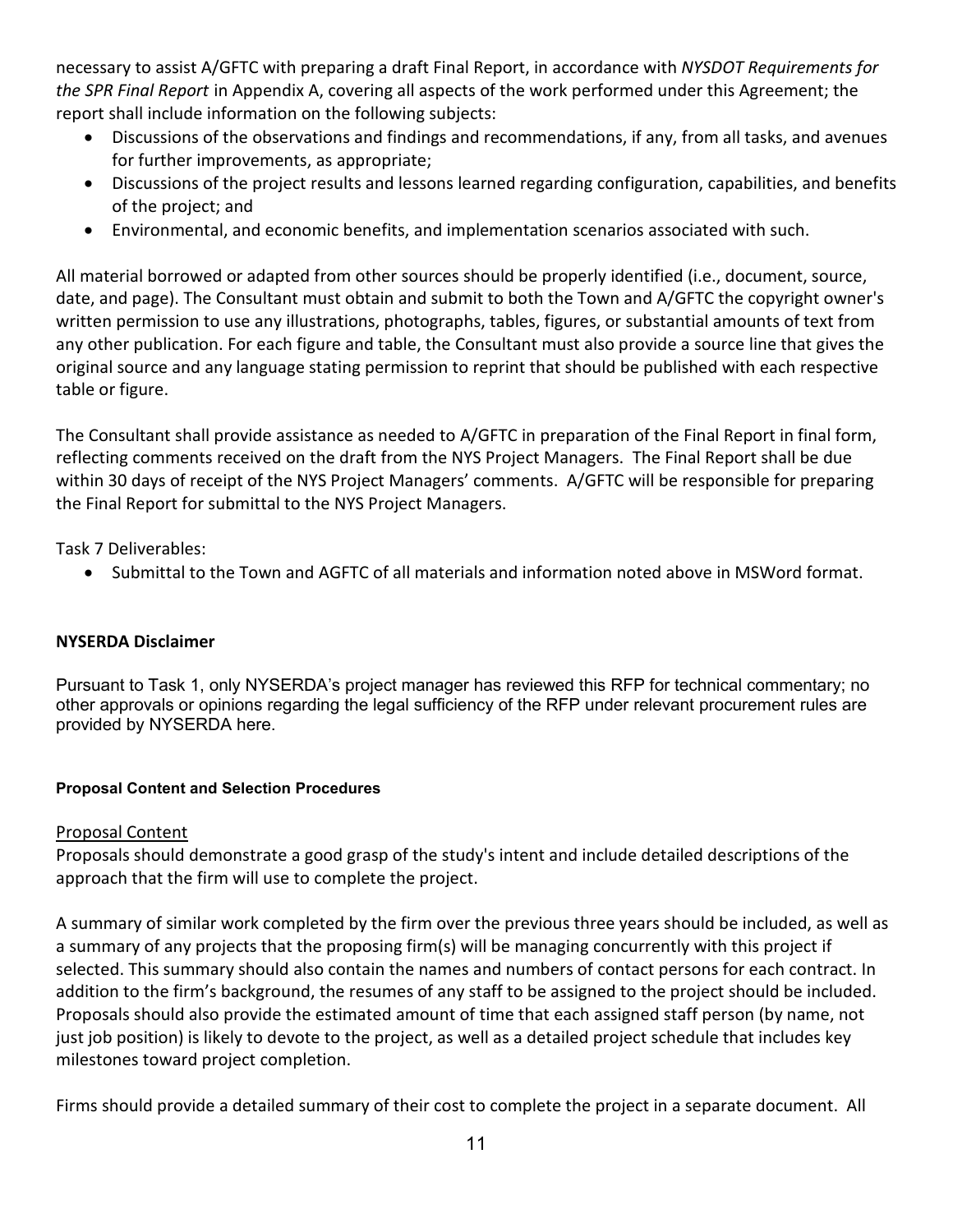necessary to assist A/GFTC with preparing a draft Final Report, in accordance with *NYSDOT Requirements for the SPR Final Report* in Appendix A, covering all aspects of the work performed under this Agreement; the report shall include information on the following subjects:

- Discussions of the observations and findings and recommendations, if any, from all tasks, and avenues for further improvements, as appropriate;
- Discussions of the project results and lessons learned regarding configuration, capabilities, and benefits of the project; and
- Environmental, and economic benefits, and implementation scenarios associated with such.

All material borrowed or adapted from other sources should be properly identified (i.e., document, source, date, and page). The Consultant must obtain and submit to both the Town and A/GFTC the copyright owner's written permission to use any illustrations, photographs, tables, figures, or substantial amounts of text from any other publication. For each figure and table, the Consultant must also provide a source line that gives the original source and any language stating permission to reprint that should be published with each respective table or figure.

The Consultant shall provide assistance as needed to A/GFTC in preparation of the Final Report in final form, reflecting comments received on the draft from the NYS Project Managers. The Final Report shall be due within 30 days of receipt of the NYS Project Managers' comments. A/GFTC will be responsible for preparing the Final Report for submittal to the NYS Project Managers.

Task 7 Deliverables:

- Submittal to the Town and AGFTC of all materials and information noted above in MSWord format.

**NYSERDA Disclaimer**

Pursuant to Task 1, only NYSERDA's project manager has reviewed this RFP for technical commentary; no other approvals or opinions regarding the legal sufficiency of the RFP under relevant procurement rules are provided by NYSERDA here.

**Proposal Content and Selection Procedures**

<u>Proposal Content</u>

Proposals should demonstrate a good grasp of the study's intent and include detailed descriptions of the approach that the firm will use to complete the project.

A summary of similar work completed by the firm over the previous three years should be included, as well as a summary of any projects that the proposing firm(s) will be managing concurrently with this project if selected. This summary should also contain the names and numbers of contact persons for each contract. In addition to the firm's background, the resumes of any staff to be assigned to the project should be included. Proposals should also provide the estimated amount of time that each assigned staff person (by name, not just job position) is likely to devote to the project, as well as a detailed project schedule that includes key milestones toward project completion.

Firms should provide a detailed summary of their cost to complete the project in a separate document. All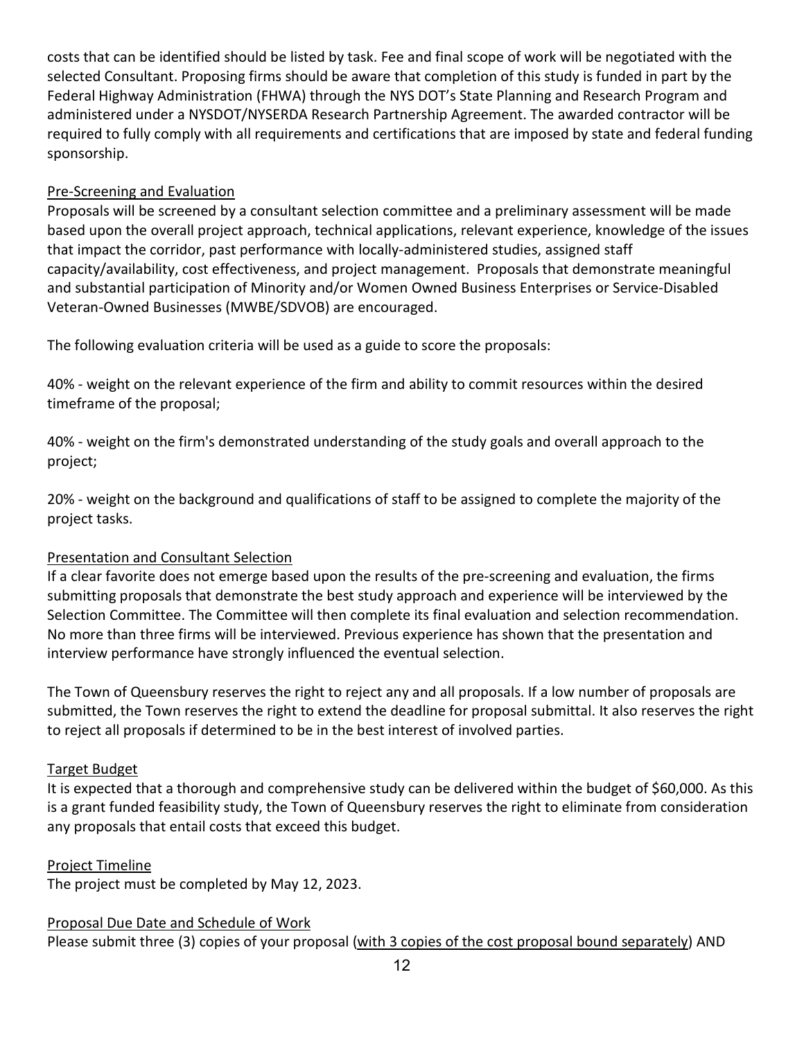costs that can be identified should be listed by task. Fee and final scope of work will be negotiated with the selected Consultant. Proposing firms should be aware that completion of this study is funded in part by the Federal Highway Administration (FHWA) through the NYS DOT's State Planning and Research Program and administered under a NYSDOT/NYSERDA Research Partnership Agreement. The awarded contractor will be required to fully comply with all requirements and certifications that are imposed by state and federal funding sponsorship.

<u>Pre-Screening and Evaluation</u>

Proposals will be screened by a consultant selection committee and a preliminary assessment will be made based upon the overall project approach, technical applications, relevant experience, knowledge of the issues that impact the corridor, past performance with locally-administered studies, assigned staff capacity/availability, cost effectiveness, and project management. Proposals that demonstrate meaningful and substantial participation of Minority and/or Women Owned Business Enterprises or Service-Disabled Veteran-Owned Businesses (MWBE/SDVOB) are encouraged.

The following evaluation criteria will be used as a guide to score the proposals:

40% - weight on the relevant experience of the firm and ability to commit resources within the desired timeframe of the proposal;

40% - weight on the firm's demonstrated understanding of the study goals and overall approach to the project;

20% - weight on the background and qualifications of staff to be assigned to complete the majority of the project tasks.

<u>Presentation and Consultant Selection</u>

If a clear favorite does not emerge based upon the results of the pre-screening and evaluation, the firms submitting proposals that demonstrate the best study approach and experience will be interviewed by the Selection Committee. The Committee will then complete its final evaluation and selection recommendation. No more than three firms will be interviewed. Previous experience has shown that the presentation and interview performance have strongly influenced the eventual selection.

The Town of Queensbury reserves the right to reject any and all proposals. If a low number of proposals are submitted, the Town reserves the right to extend the deadline for proposal submittal. It also reserves the right to reject all proposals if determined to be in the best interest of involved parties.

<u>Target Budget</u>

It is expected that a thorough and comprehensive study can be delivered within the budget of $60,000. As this is a grant funded feasibility study, the Town of Queensbury reserves the right to eliminate from consideration any proposals that entail costs that exceed this budget.

<u>Project Timeline</u>

The project must be completed by May 12, 2023.

<u>Proposal Due Date and Schedule of Work</u>

Please submit three (3) copies of your proposal (<u>with 3 copies of the cost proposal bound separately</u>) AND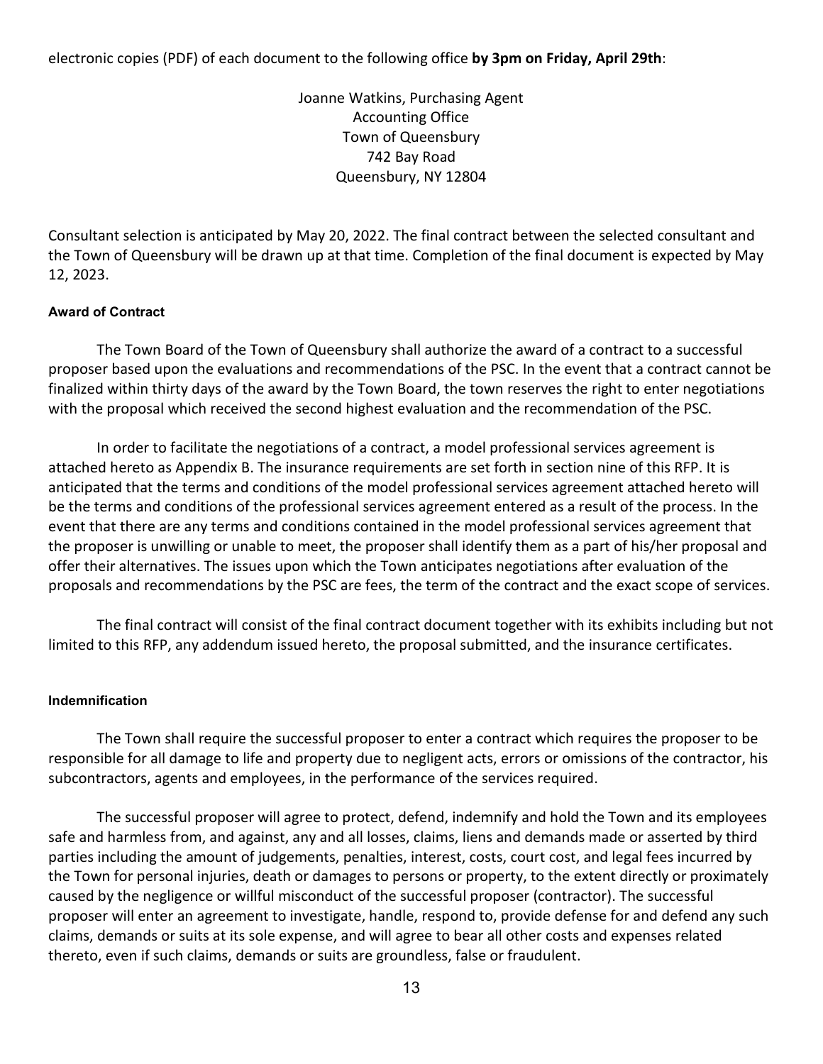electronic copies (PDF) of each document to the following office **by 3pm on Friday, April 29th**:

Joanne Watkins, Purchasing Agent
Accounting Office
Town of Queensbury
742 Bay Road
Queensbury, NY 12804

Consultant selection is anticipated by May 20, 2022. The final contract between the selected consultant and the Town of Queensbury will be drawn up at that time. Completion of the final document is expected by May 12, 2023.

**Award of Contract**

The Town Board of the Town of Queensbury shall authorize the award of a contract to a successful proposer based upon the evaluations and recommendations of the PSC. In the event that a contract cannot be finalized within thirty days of the award by the Town Board, the town reserves the right to enter negotiations with the proposal which received the second highest evaluation and the recommendation of the PSC.

In order to facilitate the negotiations of a contract, a model professional services agreement is attached hereto as Appendix B. The insurance requirements are set forth in section nine of this RFP. It is anticipated that the terms and conditions of the model professional services agreement attached hereto will be the terms and conditions of the professional services agreement entered as a result of the process. In the event that there are any terms and conditions contained in the model professional services agreement that the proposer is unwilling or unable to meet, the proposer shall identify them as a part of his/her proposal and offer their alternatives. The issues upon which the Town anticipates negotiations after evaluation of the proposals and recommendations by the PSC are fees, the term of the contract and the exact scope of services.

The final contract will consist of the final contract document together with its exhibits including but not limited to this RFP, any addendum issued hereto, the proposal submitted, and the insurance certificates.

**Indemnification**

The Town shall require the successful proposer to enter a contract which requires the proposer to be responsible for all damage to life and property due to negligent acts, errors or omissions of the contractor, his subcontractors, agents and employees, in the performance of the services required.

The successful proposer will agree to protect, defend, indemnify and hold the Town and its employees safe and harmless from, and against, any and all losses, claims, liens and demands made or asserted by third parties including the amount of judgements, penalties, interest, costs, court cost, and legal fees incurred by the Town for personal injuries, death or damages to persons or property, to the extent directly or proximately caused by the negligence or willful misconduct of the successful proposer (contractor). The successful proposer will enter an agreement to investigate, handle, respond to, provide defense for and defend any such claims, demands or suits at its sole expense, and will agree to bear all other costs and expenses related thereto, even if such claims, demands or suits are groundless, false or fraudulent.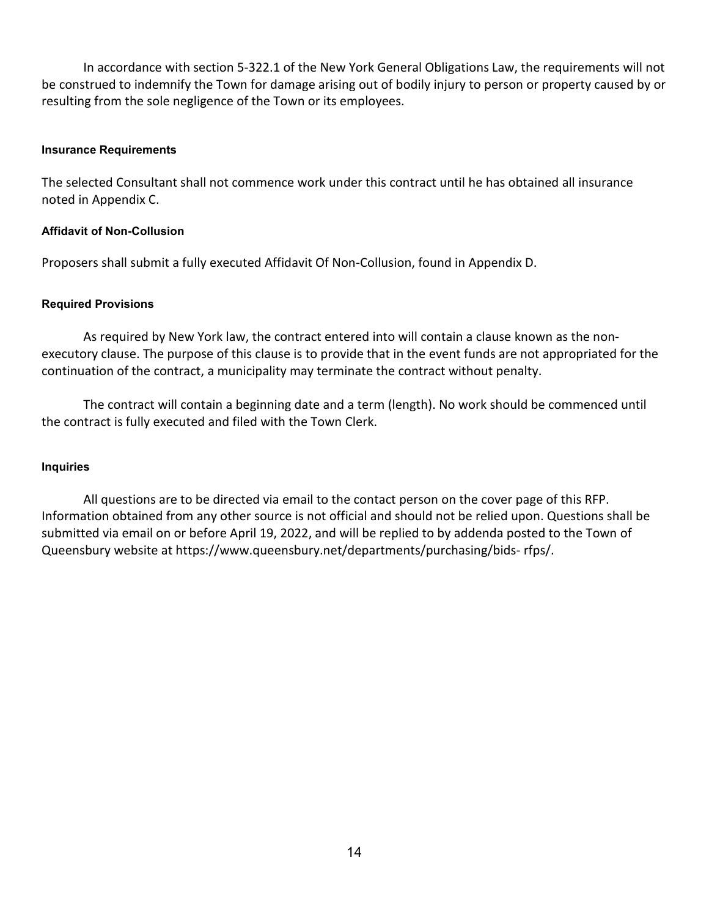In accordance with section 5-322.1 of the New York General Obligations Law, the requirements will not be construed to indemnify the Town for damage arising out of bodily injury to person or property caused by or resulting from the sole negligence of the Town or its employees.

#### Insurance Requirements

The selected Consultant shall not commence work under this contract until he has obtained all insurance noted in Appendix C.

#### Affidavit of Non-Collusion

Proposers shall submit a fully executed Affidavit Of Non-Collusion, found in Appendix D.

#### Required Provisions

As required by New York law, the contract entered into will contain a clause known as the non-executory clause. The purpose of this clause is to provide that in the event funds are not appropriated for the continuation of the contract, a municipality may terminate the contract without penalty.

The contract will contain a beginning date and a term (length). No work should be commenced until the contract is fully executed and filed with the Town Clerk.

#### Inquiries

All questions are to be directed via email to the contact person on the cover page of this RFP. Information obtained from any other source is not official and should not be relied upon. Questions shall be submitted via email on or before April 19, 2022, and will be replied to by addenda posted to the Town of Queensbury website at https://www.queensbury.net/departments/purchasing/bids- rfps/.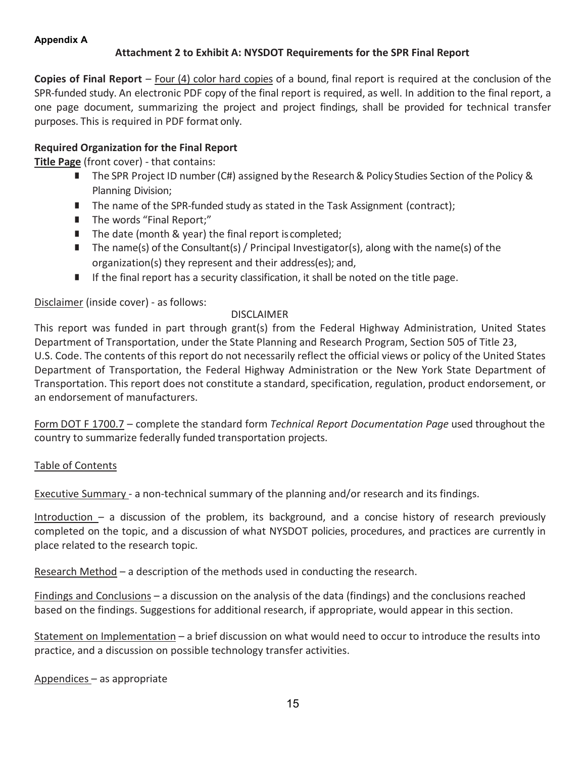**Appendix A**

## Attachment 2 to Exhibit A: NYSDOT Requirements for the SPR Final Report

**Copies of Final Report** – Four (4) color hard copies of a bound, final report is required at the conclusion of the SPR-funded study. An electronic PDF copy of the final report is required, as well. In addition to the final report, a one page document, summarizing the project and project findings, shall be provided for technical transfer purposes. This is required in PDF format only.

**Required Organization for the Final Report**

**Title Page** (front cover) - that contains:

- The SPR Project ID number (C#) assigned by the Research & Policy Studies Section of the Policy & Planning Division;
- The name of the SPR-funded study as stated in the Task Assignment (contract);
- The words "Final Report;"
- The date (month & year) the final report is completed;
- The name(s) of the Consultant(s) / Principal Investigator(s), along with the name(s) of the organization(s) they represent and their address(es); and,
- If the final report has a security classification, it shall be noted on the title page.

Disclaimer (inside cover) - as follows:

DISCLAIMER

This report was funded in part through grant(s) from the Federal Highway Administration, United States Department of Transportation, under the State Planning and Research Program, Section 505 of Title 23, U.S. Code. The contents of this report do not necessarily reflect the official views or policy of the United States Department of Transportation, the Federal Highway Administration or the New York State Department of Transportation. This report does not constitute a standard, specification, regulation, product endorsement, or an endorsement of manufacturers.

Form DOT F 1700.7 – complete the standard form *Technical Report Documentation Page* used throughout the country to summarize federally funded transportation projects.

Table of Contents

Executive Summary - a non-technical summary of the planning and/or research and its findings.

Introduction – a discussion of the problem, its background, and a concise history of research previously completed on the topic, and a discussion of what NYSDOT policies, procedures, and practices are currently in place related to the research topic.

Research Method – a description of the methods used in conducting the research.

Findings and Conclusions – a discussion on the analysis of the data (findings) and the conclusions reached based on the findings. Suggestions for additional research, if appropriate, would appear in this section.

Statement on Implementation – a brief discussion on what would need to occur to introduce the results into practice, and a discussion on possible technology transfer activities.

Appendices – as appropriate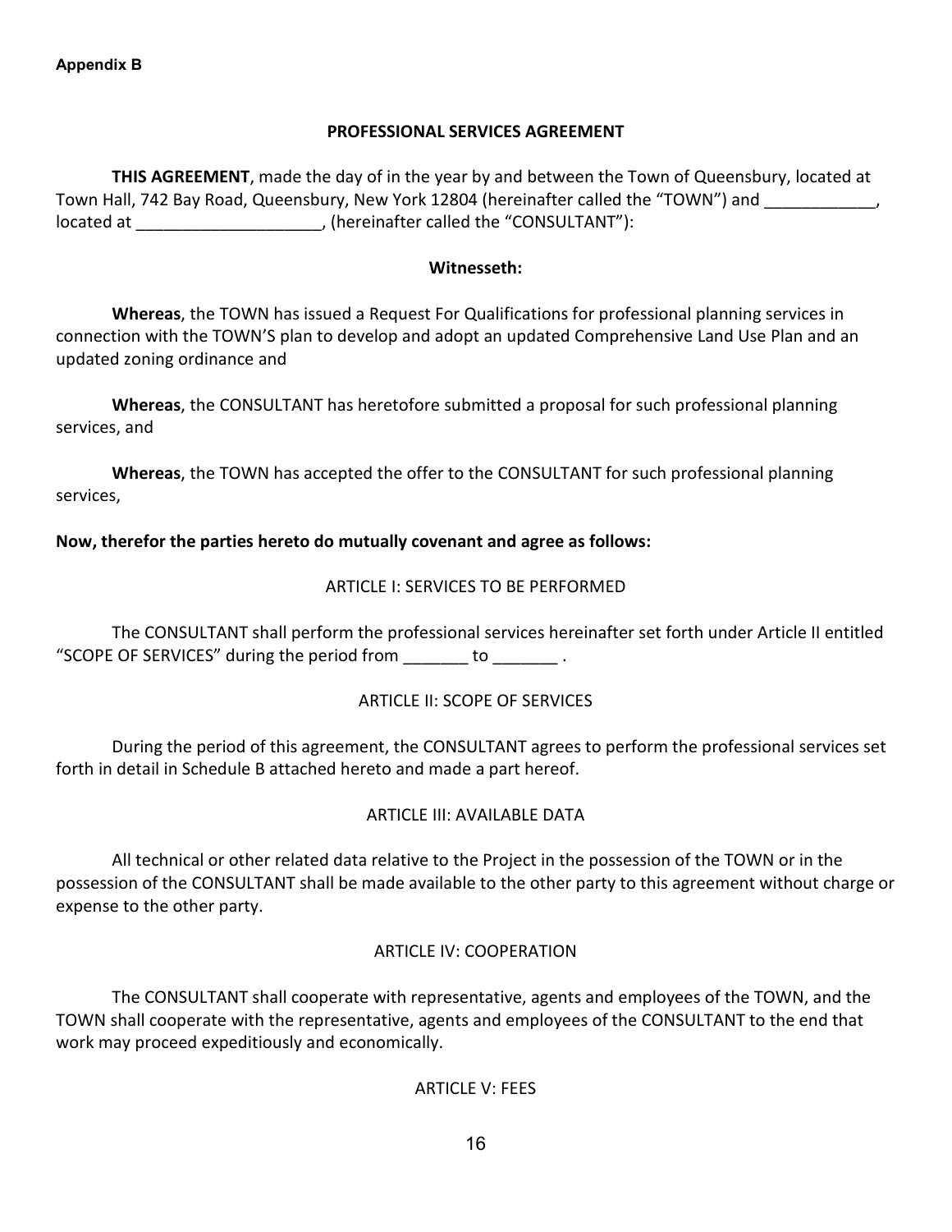**Appendix B**

**PROFESSIONAL SERVICES AGREEMENT**

**THIS AGREEMENT**, made the day of in the year by and between the Town of Queensbury, located at Town Hall, 742 Bay Road, Queensbury, New York 12804 (hereinafter called the "TOWN") and ____________, located at ____________________, (hereinafter called the "CONSULTANT"):

**Witnesseth:**

**Whereas**, the TOWN has issued a Request For Qualifications for professional planning services in connection with the TOWN'S plan to develop and adopt an updated Comprehensive Land Use Plan and an updated zoning ordinance and

**Whereas**, the CONSULTANT has heretofore submitted a proposal for such professional planning services, and

**Whereas**, the TOWN has accepted the offer to the CONSULTANT for such professional planning services,

**Now, therefor the parties hereto do mutually covenant and agree as follows:**

ARTICLE I: SERVICES TO BE PERFORMED

The CONSULTANT shall perform the professional services hereinafter set forth under Article II entitled "SCOPE OF SERVICES" during the period from _______ to _______ .

ARTICLE II: SCOPE OF SERVICES

During the period of this agreement, the CONSULTANT agrees to perform the professional services set forth in detail in Schedule B attached hereto and made a part hereof.

ARTICLE III: AVAILABLE DATA

All technical or other related data relative to the Project in the possession of the TOWN or in the possession of the CONSULTANT shall be made available to the other party to this agreement without charge or expense to the other party.

ARTICLE IV: COOPERATION

The CONSULTANT shall cooperate with representative, agents and employees of the TOWN, and the TOWN shall cooperate with the representative, agents and employees of the CONSULTANT to the end that work may proceed expeditiously and economically.

ARTICLE V: FEES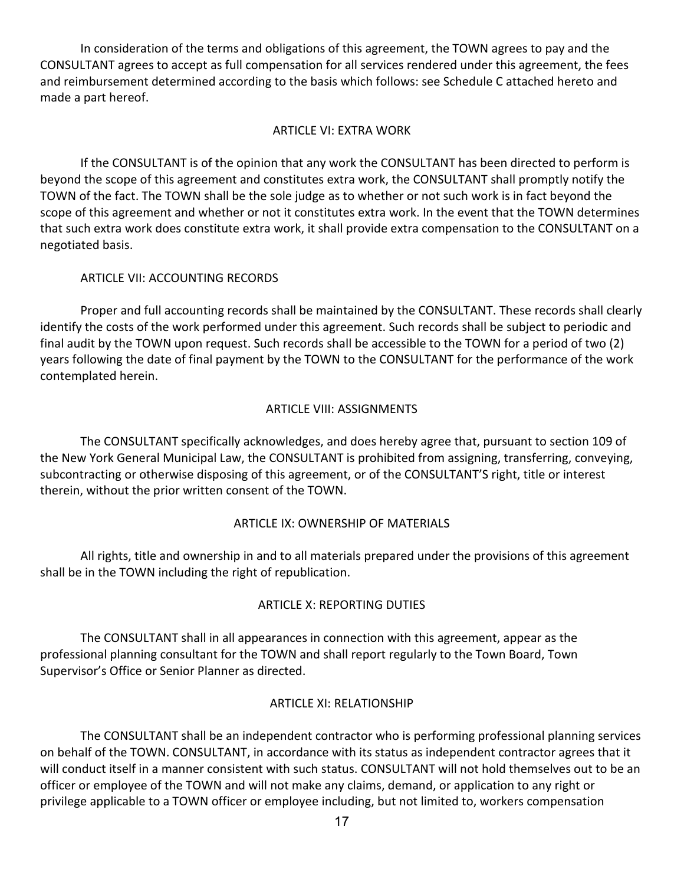In consideration of the terms and obligations of this agreement, the TOWN agrees to pay and the CONSULTANT agrees to accept as full compensation for all services rendered under this agreement, the fees and reimbursement determined according to the basis which follows: see Schedule C attached hereto and made a part hereof.

## ARTICLE VI: EXTRA WORK

If the CONSULTANT is of the opinion that any work the CONSULTANT has been directed to perform is beyond the scope of this agreement and constitutes extra work, the CONSULTANT shall promptly notify the TOWN of the fact. The TOWN shall be the sole judge as to whether or not such work is in fact beyond the scope of this agreement and whether or not it constitutes extra work. In the event that the TOWN determines that such extra work does constitute extra work, it shall provide extra compensation to the CONSULTANT on a negotiated basis.

## ARTICLE VII: ACCOUNTING RECORDS

Proper and full accounting records shall be maintained by the CONSULTANT. These records shall clearly identify the costs of the work performed under this agreement. Such records shall be subject to periodic and final audit by the TOWN upon request. Such records shall be accessible to the TOWN for a period of two (2) years following the date of final payment by the TOWN to the CONSULTANT for the performance of the work contemplated herein.

## ARTICLE VIII: ASSIGNMENTS

The CONSULTANT specifically acknowledges, and does hereby agree that, pursuant to section 109 of the New York General Municipal Law, the CONSULTANT is prohibited from assigning, transferring, conveying, subcontracting or otherwise disposing of this agreement, or of the CONSULTANT'S right, title or interest therein, without the prior written consent of the TOWN.

## ARTICLE IX: OWNERSHIP OF MATERIALS

All rights, title and ownership in and to all materials prepared under the provisions of this agreement shall be in the TOWN including the right of republication.

## ARTICLE X: REPORTING DUTIES

The CONSULTANT shall in all appearances in connection with this agreement, appear as the professional planning consultant for the TOWN and shall report regularly to the Town Board, Town Supervisor's Office or Senior Planner as directed.

## ARTICLE XI: RELATIONSHIP

The CONSULTANT shall be an independent contractor who is performing professional planning services on behalf of the TOWN. CONSULTANT, in accordance with its status as independent contractor agrees that it will conduct itself in a manner consistent with such status. CONSULTANT will not hold themselves out to be an officer or employee of the TOWN and will not make any claims, demand, or application to any right or privilege applicable to a TOWN officer or employee including, but not limited to, workers compensation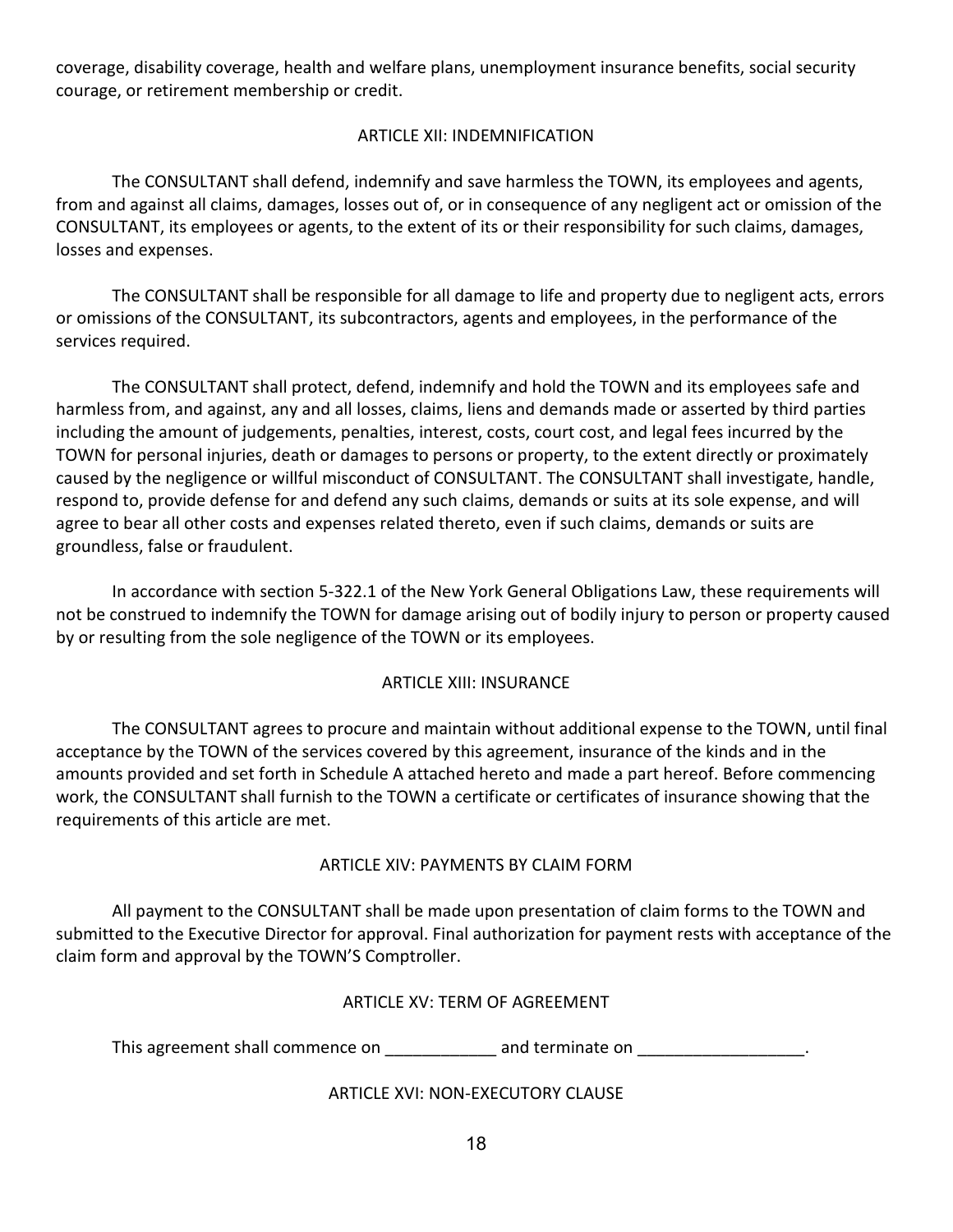coverage, disability coverage, health and welfare plans, unemployment insurance benefits, social security courage, or retirement membership or credit.

## ARTICLE XII: INDEMNIFICATION

The CONSULTANT shall defend, indemnify and save harmless the TOWN, its employees and agents, from and against all claims, damages, losses out of, or in consequence of any negligent act or omission of the CONSULTANT, its employees or agents, to the extent of its or their responsibility for such claims, damages, losses and expenses.

The CONSULTANT shall be responsible for all damage to life and property due to negligent acts, errors or omissions of the CONSULTANT, its subcontractors, agents and employees, in the performance of the services required.

The CONSULTANT shall protect, defend, indemnify and hold the TOWN and its employees safe and harmless from, and against, any and all losses, claims, liens and demands made or asserted by third parties including the amount of judgements, penalties, interest, costs, court cost, and legal fees incurred by the TOWN for personal injuries, death or damages to persons or property, to the extent directly or proximately caused by the negligence or willful misconduct of CONSULTANT. The CONSULTANT shall investigate, handle, respond to, provide defense for and defend any such claims, demands or suits at its sole expense, and will agree to bear all other costs and expenses related thereto, even if such claims, demands or suits are groundless, false or fraudulent.

In accordance with section 5-322.1 of the New York General Obligations Law, these requirements will not be construed to indemnify the TOWN for damage arising out of bodily injury to person or property caused by or resulting from the sole negligence of the TOWN or its employees.

## ARTICLE XIII: INSURANCE

The CONSULTANT agrees to procure and maintain without additional expense to the TOWN, until final acceptance by the TOWN of the services covered by this agreement, insurance of the kinds and in the amounts provided and set forth in Schedule A attached hereto and made a part hereof. Before commencing work, the CONSULTANT shall furnish to the TOWN a certificate or certificates of insurance showing that the requirements of this article are met.

## ARTICLE XIV: PAYMENTS BY CLAIM FORM

All payment to the CONSULTANT shall be made upon presentation of claim forms to the TOWN and submitted to the Executive Director for approval. Final authorization for payment rests with acceptance of the claim form and approval by the TOWN'S Comptroller.

## ARTICLE XV: TERM OF AGREEMENT

This agreement shall commence on ____________ and terminate on __________________.

## ARTICLE XVI: NON-EXECUTORY CLAUSE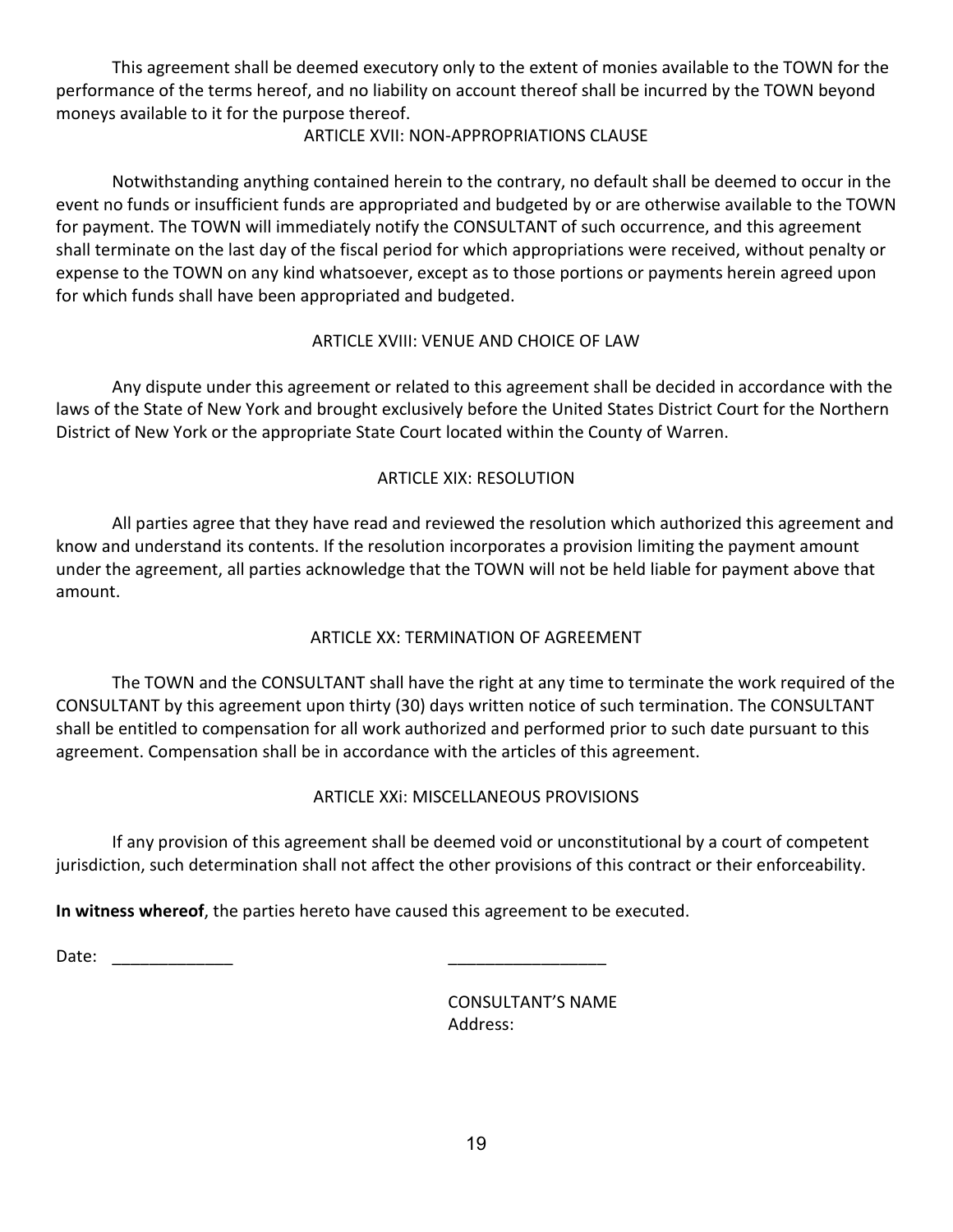This agreement shall be deemed executory only to the extent of monies available to the TOWN for the performance of the terms hereof, and no liability on account thereof shall be incurred by the TOWN beyond moneys available to it for the purpose thereof.

## ARTICLE XVII: NON-APPROPRIATIONS CLAUSE

Notwithstanding anything contained herein to the contrary, no default shall be deemed to occur in the event no funds or insufficient funds are appropriated and budgeted by or are otherwise available to the TOWN for payment. The TOWN will immediately notify the CONSULTANT of such occurrence, and this agreement shall terminate on the last day of the fiscal period for which appropriations were received, without penalty or expense to the TOWN on any kind whatsoever, except as to those portions or payments herein agreed upon for which funds shall have been appropriated and budgeted.

## ARTICLE XVIII: VENUE AND CHOICE OF LAW

Any dispute under this agreement or related to this agreement shall be decided in accordance with the laws of the State of New York and brought exclusively before the United States District Court for the Northern District of New York or the appropriate State Court located within the County of Warren.

## ARTICLE XIX: RESOLUTION

All parties agree that they have read and reviewed the resolution which authorized this agreement and know and understand its contents. If the resolution incorporates a provision limiting the payment amount under the agreement, all parties acknowledge that the TOWN will not be held liable for payment above that amount.

## ARTICLE XX: TERMINATION OF AGREEMENT

The TOWN and the CONSULTANT shall have the right at any time to terminate the work required of the CONSULTANT by this agreement upon thirty (30) days written notice of such termination. The CONSULTANT shall be entitled to compensation for all work authorized and performed prior to such date pursuant to this agreement. Compensation shall be in accordance with the articles of this agreement.

## ARTICLE XXi: MISCELLANEOUS PROVISIONS

If any provision of this agreement shall be deemed void or unconstitutional by a court of competent jurisdiction, such determination shall not affect the other provisions of this contract or their enforceability.

**In witness whereof**, the parties hereto have caused this agreement to be executed.

Date: _____________ _________________

CONSULTANT'S NAME
Address: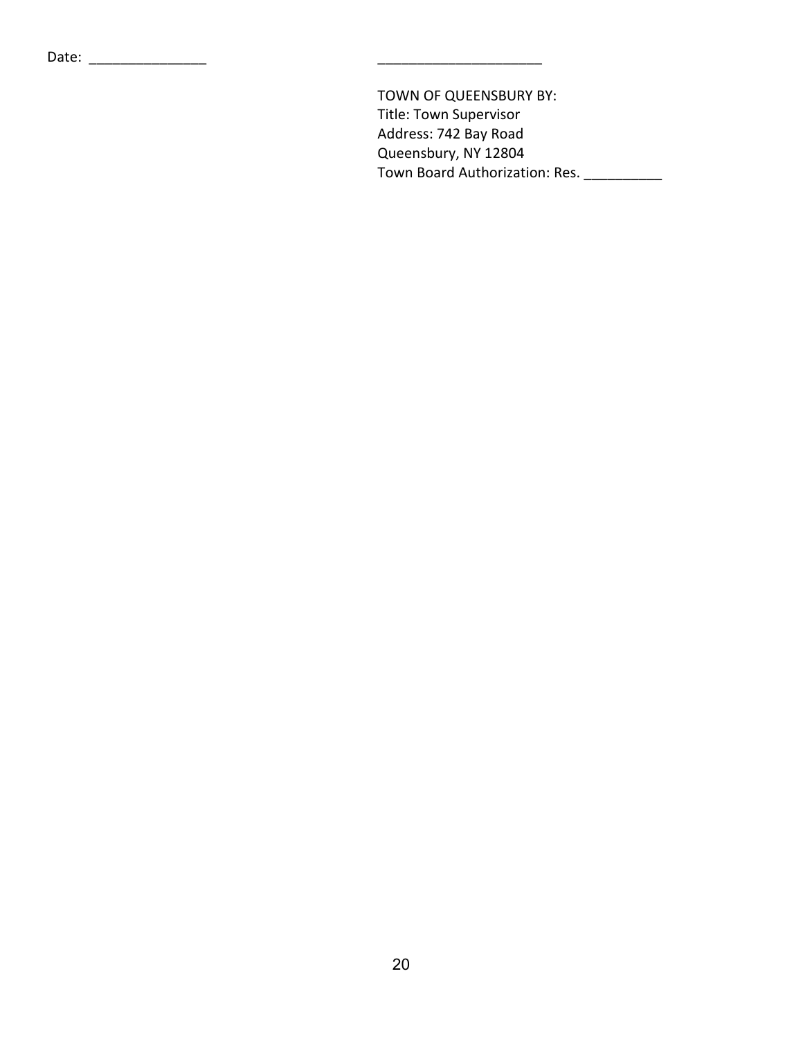Date: _______________ _____________________

TOWN OF QUEENSBURY BY:
Title: Town Supervisor
Address: 742 Bay Road
Queensbury, NY 12804
Town Board Authorization: Res. __________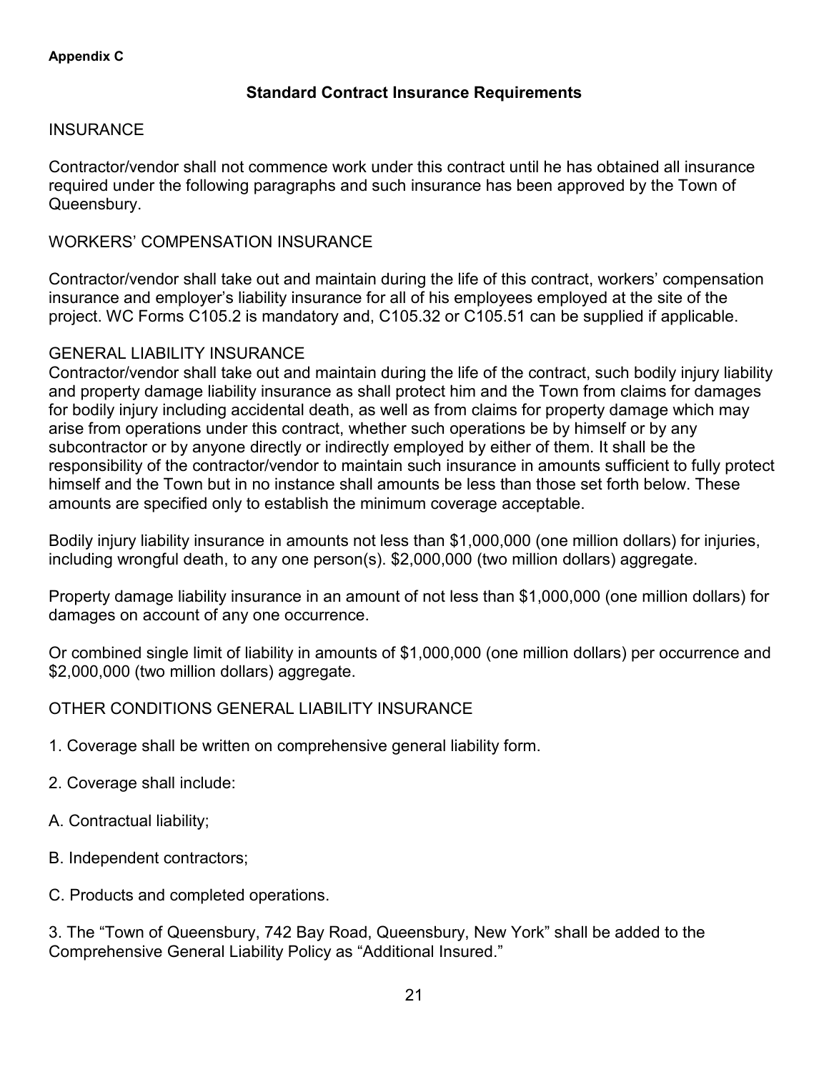**Appendix C**

## Standard Contract Insurance Requirements

### INSURANCE

Contractor/vendor shall not commence work under this contract until he has obtained all insurance required under the following paragraphs and such insurance has been approved by the Town of Queensbury.

### WORKERS' COMPENSATION INSURANCE

Contractor/vendor shall take out and maintain during the life of this contract, workers' compensation insurance and employer's liability insurance for all of his employees employed at the site of the project. WC Forms C105.2 is mandatory and, C105.32 or C105.51 can be supplied if applicable.

### GENERAL LIABILITY INSURANCE

Contractor/vendor shall take out and maintain during the life of the contract, such bodily injury liability and property damage liability insurance as shall protect him and the Town from claims for damages for bodily injury including accidental death, as well as from claims for property damage which may arise from operations under this contract, whether such operations be by himself or by any subcontractor or by anyone directly or indirectly employed by either of them. It shall be the responsibility of the contractor/vendor to maintain such insurance in amounts sufficient to fully protect himself and the Town but in no instance shall amounts be less than those set forth below. These amounts are specified only to establish the minimum coverage acceptable.

Bodily injury liability insurance in amounts not less than $1,000,000 (one million dollars) for injuries, including wrongful death, to any one person(s). $2,000,000 (two million dollars) aggregate.

Property damage liability insurance in an amount of not less than $1,000,000 (one million dollars) for damages on account of any one occurrence.

Or combined single limit of liability in amounts of $1,000,000 (one million dollars) per occurrence and $2,000,000 (two million dollars) aggregate.

### OTHER CONDITIONS GENERAL LIABILITY INSURANCE

1. Coverage shall be written on comprehensive general liability form.

2. Coverage shall include:

A. Contractual liability;

B. Independent contractors;

C. Products and completed operations.

3. The "Town of Queensbury, 742 Bay Road, Queensbury, New York" shall be added to the Comprehensive General Liability Policy as "Additional Insured."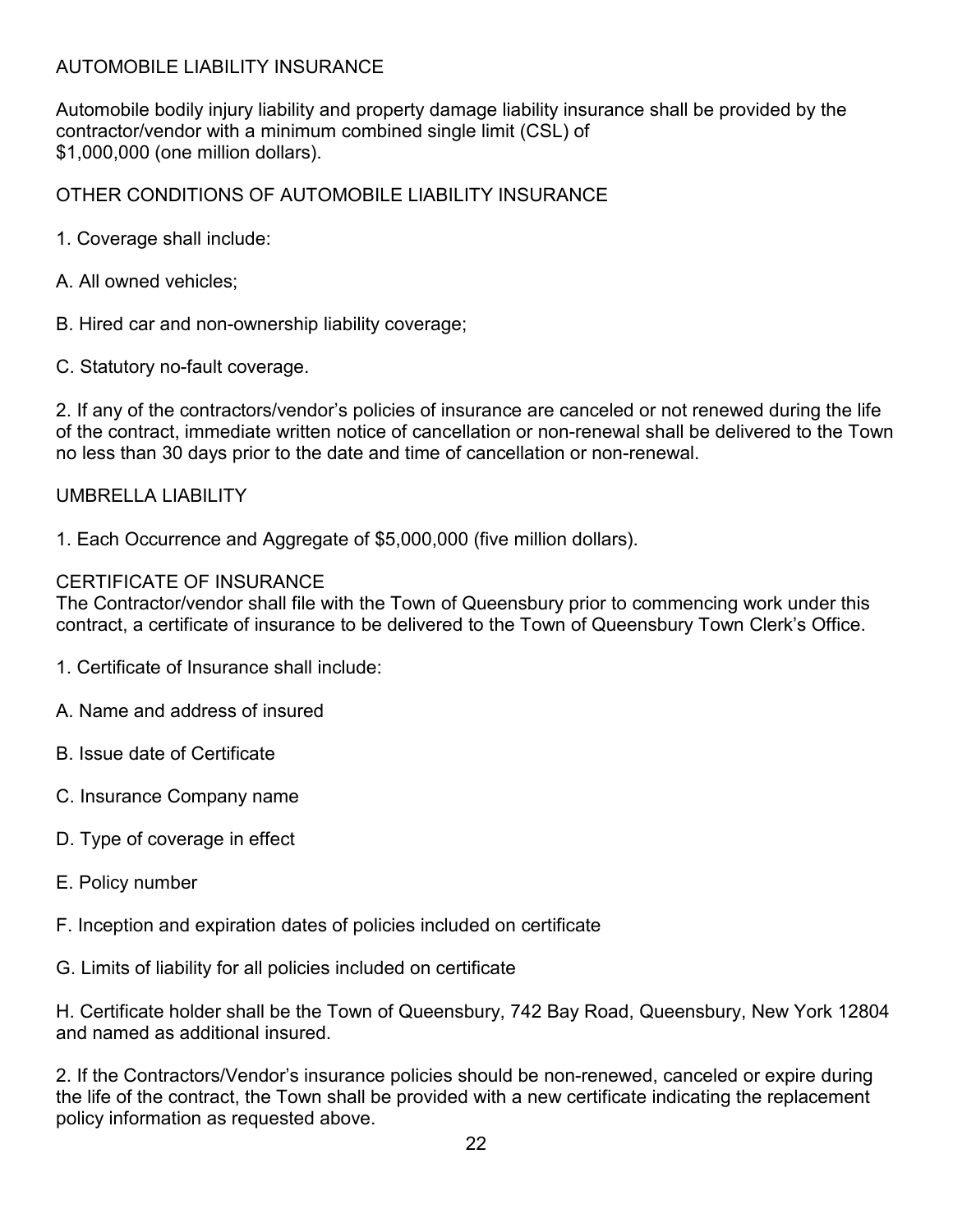## AUTOMOBILE LIABILITY INSURANCE

Automobile bodily injury liability and property damage liability insurance shall be provided by the contractor/vendor with a minimum combined single limit (CSL) of $1,000,000 (one million dollars).

## OTHER CONDITIONS OF AUTOMOBILE LIABILITY INSURANCE

1. Coverage shall include:

A. All owned vehicles;

B. Hired car and non-ownership liability coverage;

C. Statutory no-fault coverage.

2. If any of the contractors/vendor's policies of insurance are canceled or not renewed during the life of the contract, immediate written notice of cancellation or non-renewal shall be delivered to the Town no less than 30 days prior to the date and time of cancellation or non-renewal.

## UMBRELLA LIABILITY

1. Each Occurrence and Aggregate of $5,000,000 (five million dollars).

## CERTIFICATE OF INSURANCE

The Contractor/vendor shall file with the Town of Queensbury prior to commencing work under this contract, a certificate of insurance to be delivered to the Town of Queensbury Town Clerk's Office.

1. Certificate of Insurance shall include:

A. Name and address of insured

B. Issue date of Certificate

C. Insurance Company name

D. Type of coverage in effect

E. Policy number

F. Inception and expiration dates of policies included on certificate

G. Limits of liability for all policies included on certificate

H. Certificate holder shall be the Town of Queensbury, 742 Bay Road, Queensbury, New York 12804 and named as additional insured.

2. If the Contractors/Vendor's insurance policies should be non-renewed, canceled or expire during the life of the contract, the Town shall be provided with a new certificate indicating the replacement policy information as requested above.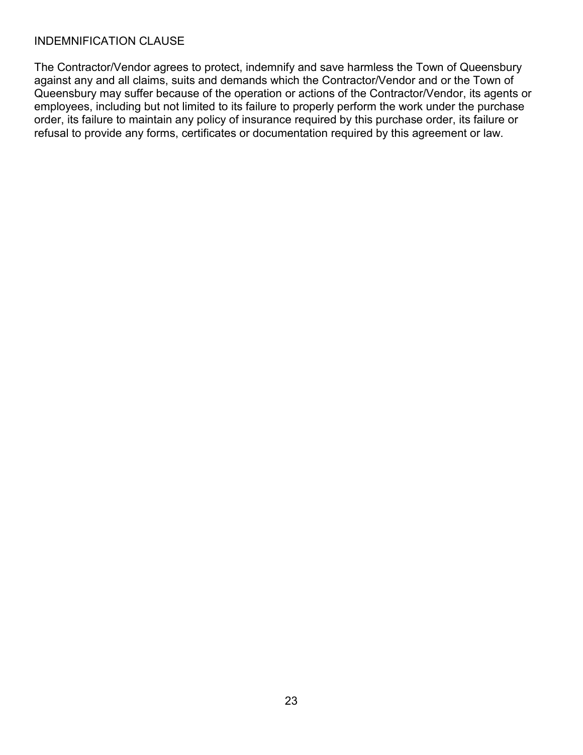## INDEMNIFICATION CLAUSE

The Contractor/Vendor agrees to protect, indemnify and save harmless the Town of Queensbury against any and all claims, suits and demands which the Contractor/Vendor and or the Town of Queensbury may suffer because of the operation or actions of the Contractor/Vendor, its agents or employees, including but not limited to its failure to properly perform the work under the purchase order, its failure to maintain any policy of insurance required by this purchase order, its failure or refusal to provide any forms, certificates or documentation required by this agreement or law.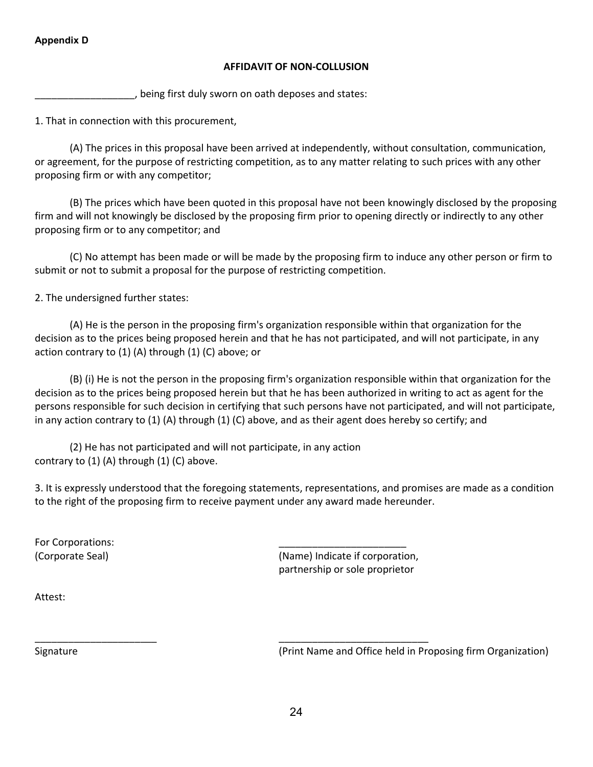**Appendix D**

## AFFIDAVIT OF NON-COLLUSION

__________________, being first duly sworn on oath deposes and states:

1. That in connection with this procurement,

(A) The prices in this proposal have been arrived at independently, without consultation, communication, or agreement, for the purpose of restricting competition, as to any matter relating to such prices with any other proposing firm or with any competitor;

(B) The prices which have been quoted in this proposal have not been knowingly disclosed by the proposing firm and will not knowingly be disclosed by the proposing firm prior to opening directly or indirectly to any other proposing firm or to any competitor; and

(C) No attempt has been made or will be made by the proposing firm to induce any other person or firm to submit or not to submit a proposal for the purpose of restricting competition.

2. The undersigned further states:

(A) He is the person in the proposing firm's organization responsible within that organization for the decision as to the prices being proposed herein and that he has not participated, and will not participate, in any action contrary to (1) (A) through (1) (C) above; or

(B) (i) He is not the person in the proposing firm's organization responsible within that organization for the decision as to the prices being proposed herein but that he has been authorized in writing to act as agent for the persons responsible for such decision in certifying that such persons have not participated, and will not participate, in any action contrary to (1) (A) through (1) (C) above, and as their agent does hereby so certify; and

(2) He has not participated and will not participate, in any action contrary to (1) (A) through (1) (C) above.

3. It is expressly understood that the foregoing statements, representations, and promises are made as a condition to the right of the proposing firm to receive payment under any award made hereunder.

For Corporations: _______________________

(Corporate Seal) (Name) Indicate if corporation, partnership or sole proprietor

Attest:

______________________ ___________________________

Signature (Print Name and Office held in Proposing firm Organization)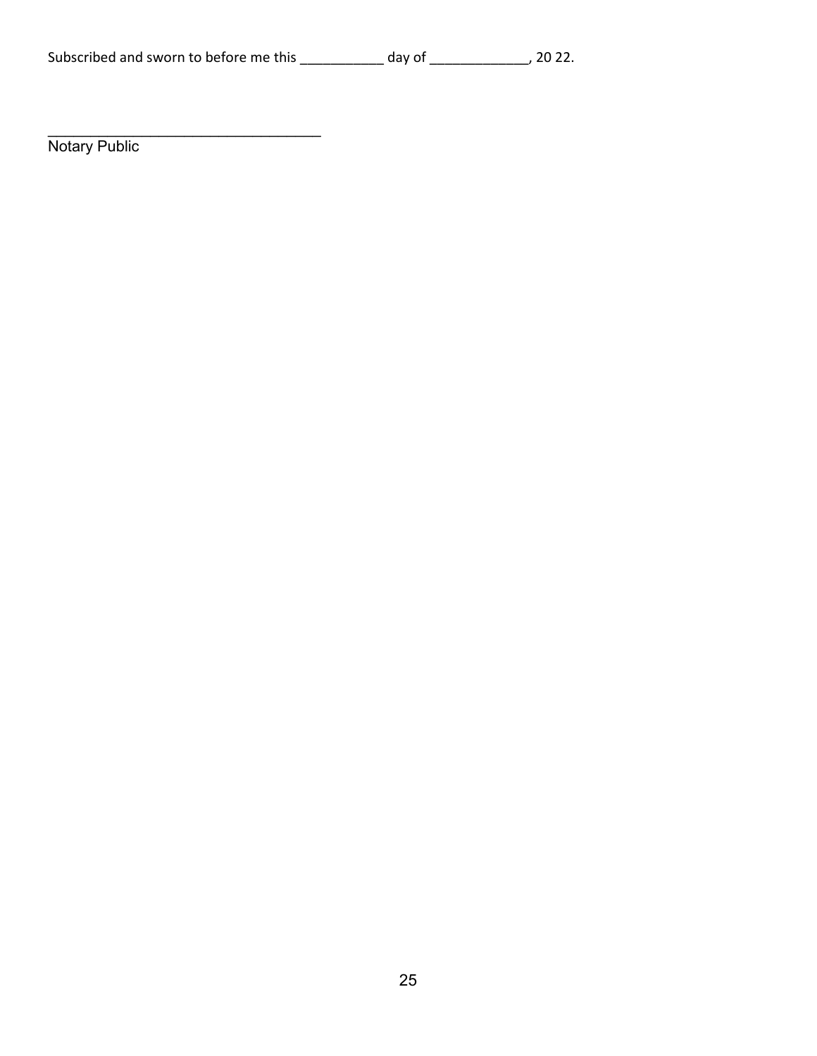Subscribed and sworn to before me this ___________ day of _____________, 20 22.

__________________________________
Notary Public